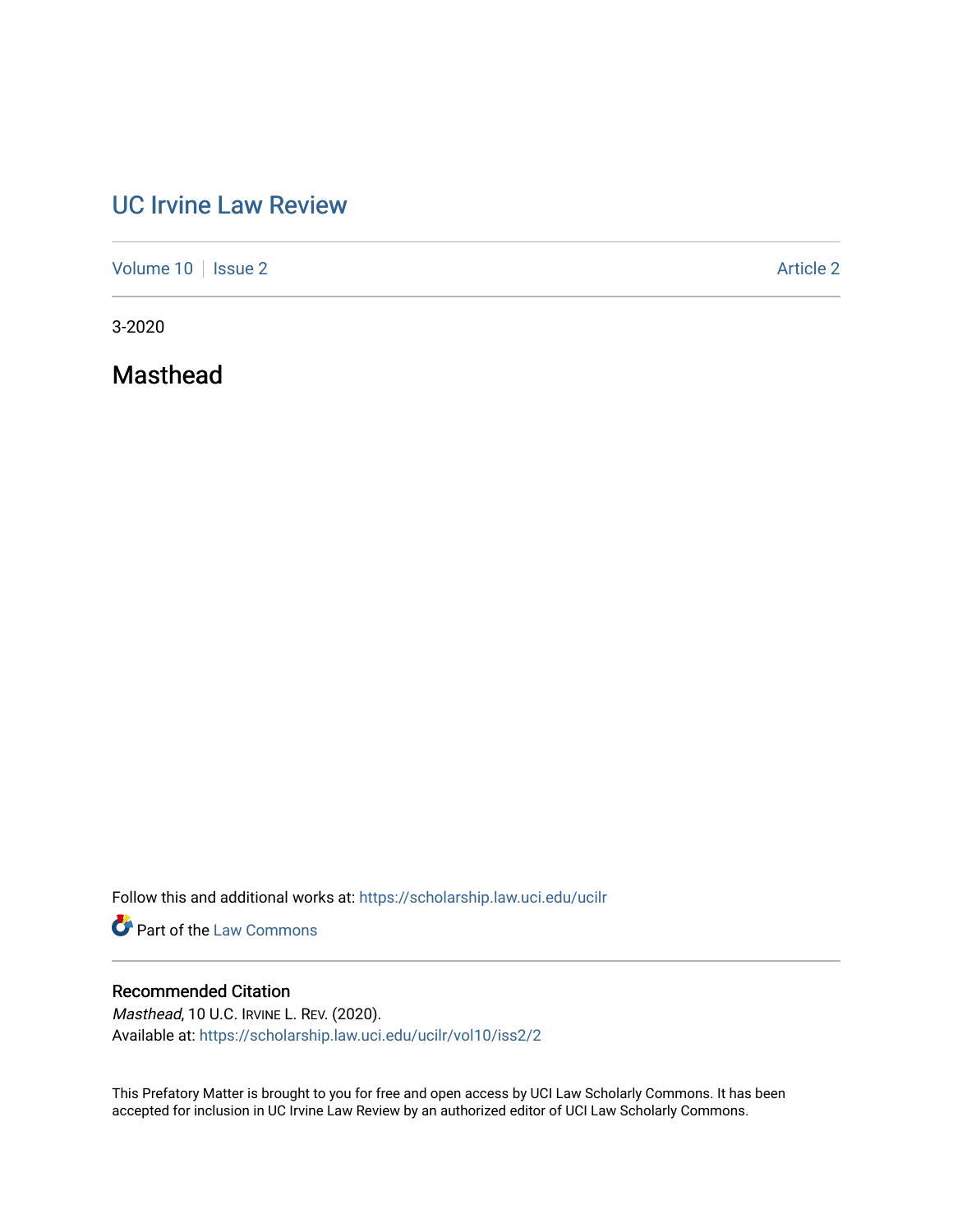# UC Irvine Law Review

Volume 10 | Issue 2 Article 2

3-2020

## Masthead

Follow this and additional works at: https://scholarship.law.uci.edu/ucilr

Part of the Law Commons

### Recommended Citation

*Masthead*, 10 U.C. IRVINE L. REV. (2020).
Available at: https://scholarship.law.uci.edu/ucilr/vol10/iss2/2

This Prefatory Matter is brought to you for free and open access by UCI Law Scholarly Commons. It has been accepted for inclusion in UC Irvine Law Review by an authorized editor of UCI Law Scholarly Commons.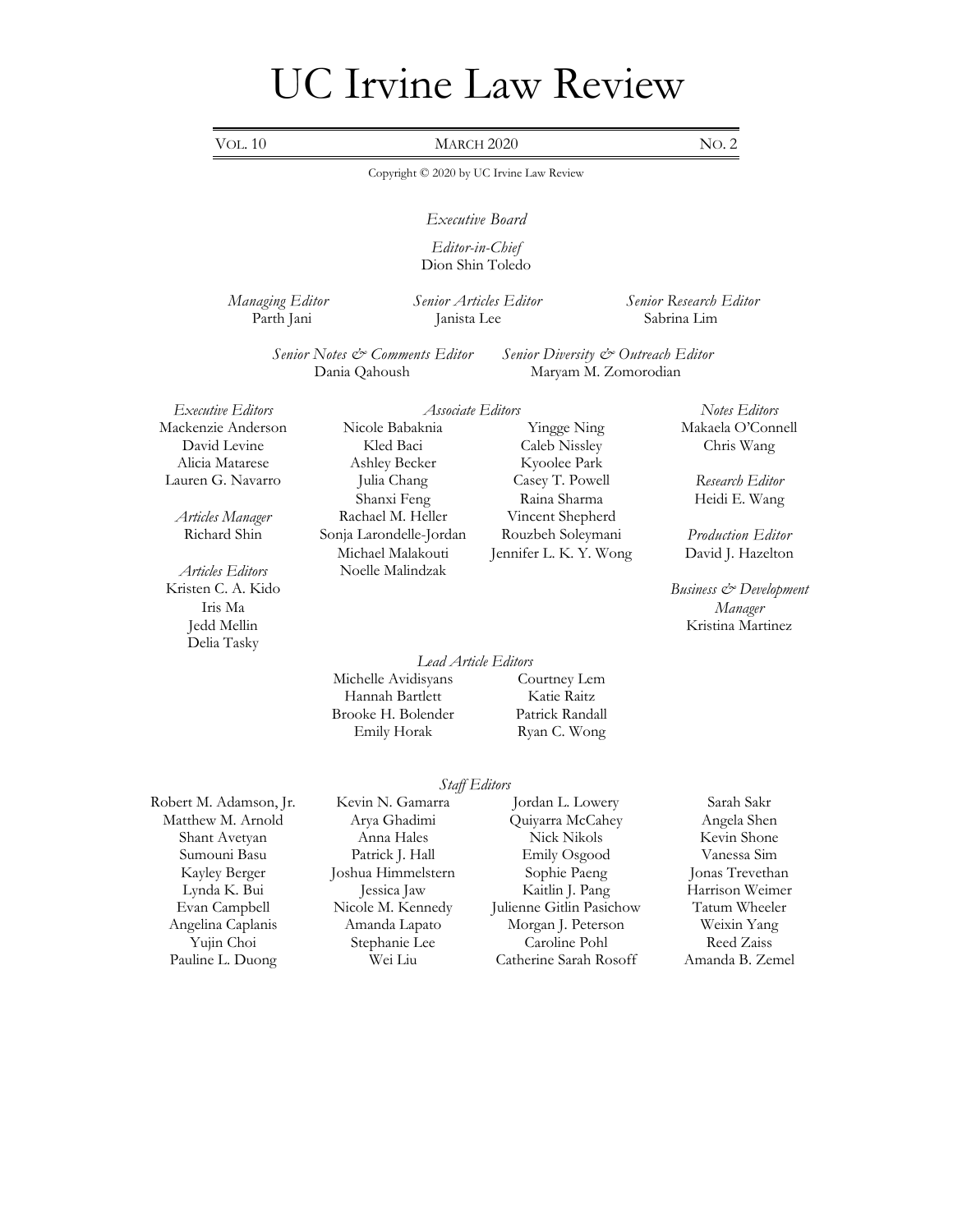# UC Irvine Law Review

VOL. 10 MARCH 2020 NO. 2

Copyright © 2020 by UC Irvine Law Review

*Executive Board*

*Editor-in-Chief*
Dion Shin Toledo

*Managing Editor*
Parth Jani

*Senior Articles Editor*
Janista Lee

*Senior Research Editor*
Sabrina Lim

*Senior Notes & Comments Editor*
Dania Qahoush

*Senior Diversity & Outreach Editor*
Maryam M. Zomorodian

*Executive Editors*
Mackenzie Anderson
David Levine
Alicia Matarese
Lauren G. Navarro

*Articles Manager*
Richard Shin

*Articles Editors*
Kristen C. A. Kido
Iris Ma
Jedd Mellin
Delia Tasky

*Associate Editors*
Nicole Babaknia
Kled Baci
Ashley Becker
Julia Chang
Shanxi Feng
Rachael M. Heller
Sonja Larondelle-Jordan
Michael Malakouti
Noelle Malindzak
Yingge Ning
Caleb Nissley
Kyoolee Park
Casey T. Powell
Raina Sharma
Vincent Shepherd
Rouzbeh Soleymani
Jennifer L. K. Y. Wong

*Notes Editors*
Makaela O'Connell
Chris Wang

*Research Editor*
Heidi E. Wang

*Production Editor*
David J. Hazelton

*Business & Development Manager*
Kristina Martinez

*Lead Article Editors*
Michelle Avidisyans
Hannah Bartlett
Brooke H. Bolender
Emily Horak
Courtney Lem
Katie Raitz
Patrick Randall
Ryan C. Wong

*Staff Editors*
Robert M. Adamson, Jr.
Matthew M. Arnold
Shant Avetyan
Sumouni Basu
Kayley Berger
Lynda K. Bui
Evan Campbell
Angelina Caplanis
Yujin Choi
Pauline L. Duong
Kevin N. Gamarra
Arya Ghadimi
Anna Hales
Patrick J. Hall
Joshua Himmelstern
Jessica Jaw
Nicole M. Kennedy
Amanda Lapato
Stephanie Lee
Wei Liu
Jordan L. Lowery
Quiyarra McCahey
Nick Nikols
Emily Osgood
Sophie Paeng
Kaitlin J. Pang
Julienne Gitlin Pasichow
Morgan J. Peterson
Caroline Pohl
Catherine Sarah Rosoff
Sarah Sakr
Angela Shen
Kevin Shone
Vanessa Sim
Jonas Trevethan
Harrison Weimer
Tatum Wheeler
Weixin Yang
Reed Zaiss
Amanda B. Zemel